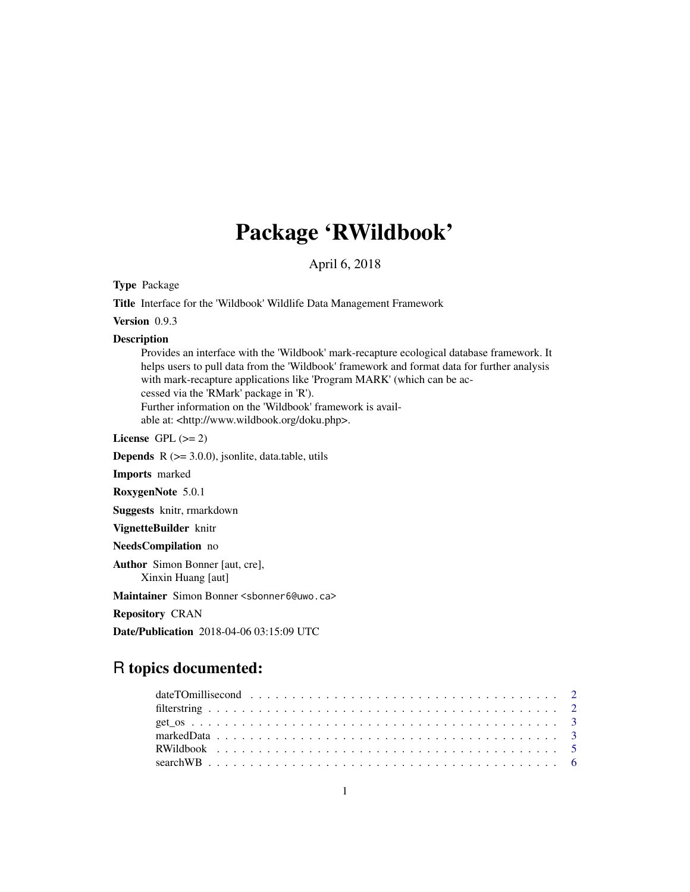# Package 'RWildbook'

April 6, 2018

**Type** Package

**Title** Interface for the 'Wildbook' Wildlife Data Management Framework

**Version** 0.9.3

**Description**
Provides an interface with the 'Wildbook' mark-recapture ecological database framework. It helps users to pull data from the 'Wildbook' framework and format data for further analysis with mark-recapture applications like 'Program MARK' (which can be accessed via the 'RMark' package in 'R').
Further information on the 'Wildbook' framework is available at: <http://www.wildbook.org/doku.php>.

**License** GPL (>= 2)

**Depends** R (>= 3.0.0), jsonlite, data.table, utils

**Imports** marked

**RoxygenNote** 5.0.1

**Suggests** knitr, rmarkdown

**VignetteBuilder** knitr

**NeedsCompilation** no

**Author** Simon Bonner [aut, cre],
Xinxin Huang [aut]

**Maintainer** Simon Bonner <sbonner6@uwo.ca>

**Repository** CRAN

**Date/Publication** 2018-04-06 03:15:09 UTC

## R topics documented:

- dateTOmillisecond . . . . . . . . . . . . . . . . . . . . . . . . . . . . . . . . . . . . 2
- filterstring . . . . . . . . . . . . . . . . . . . . . . . . . . . . . . . . . . . . . . . . 2
- get_os . . . . . . . . . . . . . . . . . . . . . . . . . . . . . . . . . . . . . . . . . . 3
- markedData . . . . . . . . . . . . . . . . . . . . . . . . . . . . . . . . . . . . . . . 3
- RWildbook . . . . . . . . . . . . . . . . . . . . . . . . . . . . . . . . . . . . . . . . 5
- searchWB . . . . . . . . . . . . . . . . . . . . . . . . . . . . . . . . . . . . . . . . 6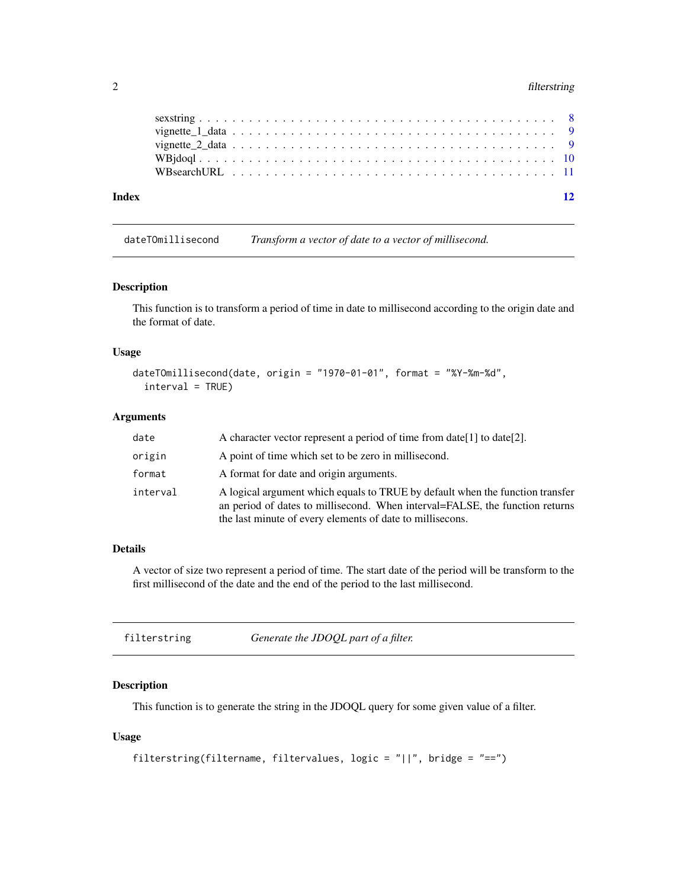sexstring . . . . . . . . . . . . . . . . . . . . . . . . . . . . . . . . . . . . . . . . 8
vignette_1_data . . . . . . . . . . . . . . . . . . . . . . . . . . . . . . . . . . . . . 9
vignette_2_data . . . . . . . . . . . . . . . . . . . . . . . . . . . . . . . . . . . . . 9
WBjdoql . . . . . . . . . . . . . . . . . . . . . . . . . . . . . . . . . . . . . . . . 10
WBsearchURL . . . . . . . . . . . . . . . . . . . . . . . . . . . . . . . . . . . . . 11

**Index** **12**

---

## dateTOmillisecond — *Transform a vector of date to a vector of millisecond.*

### Description

This function is to transform a period of time in date to millisecond according to the origin date and the format of date.

### Usage

```
dateTOmillisecond(date, origin = "1970-01-01", format = "%Y-%m-%d",
  interval = TRUE)
```

### Arguments

| | |
|---|---|
| `date` | A character vector represent a period of time from date[1] to date[2]. |
| `origin` | A point of time which set to be zero in millisecond. |
| `format` | A format for date and origin arguments. |
| `interval` | A logical argument which equals to TRUE by default when the function transfer an period of dates to millisecond. When interval=FALSE, the function returns the last minute of every elements of date to millisecons. |

### Details

A vector of size two represent a period of time. The start date of the period will be transform to the first millisecond of the date and the end of the period to the last millisecond.

---

## filterstring — *Generate the JDOQL part of a filter.*

### Description

This function is to generate the string in the JDOQL query for some given value of a filter.

### Usage

```
filterstring(filtername, filtervalues, logic = "||", bridge = "==")
```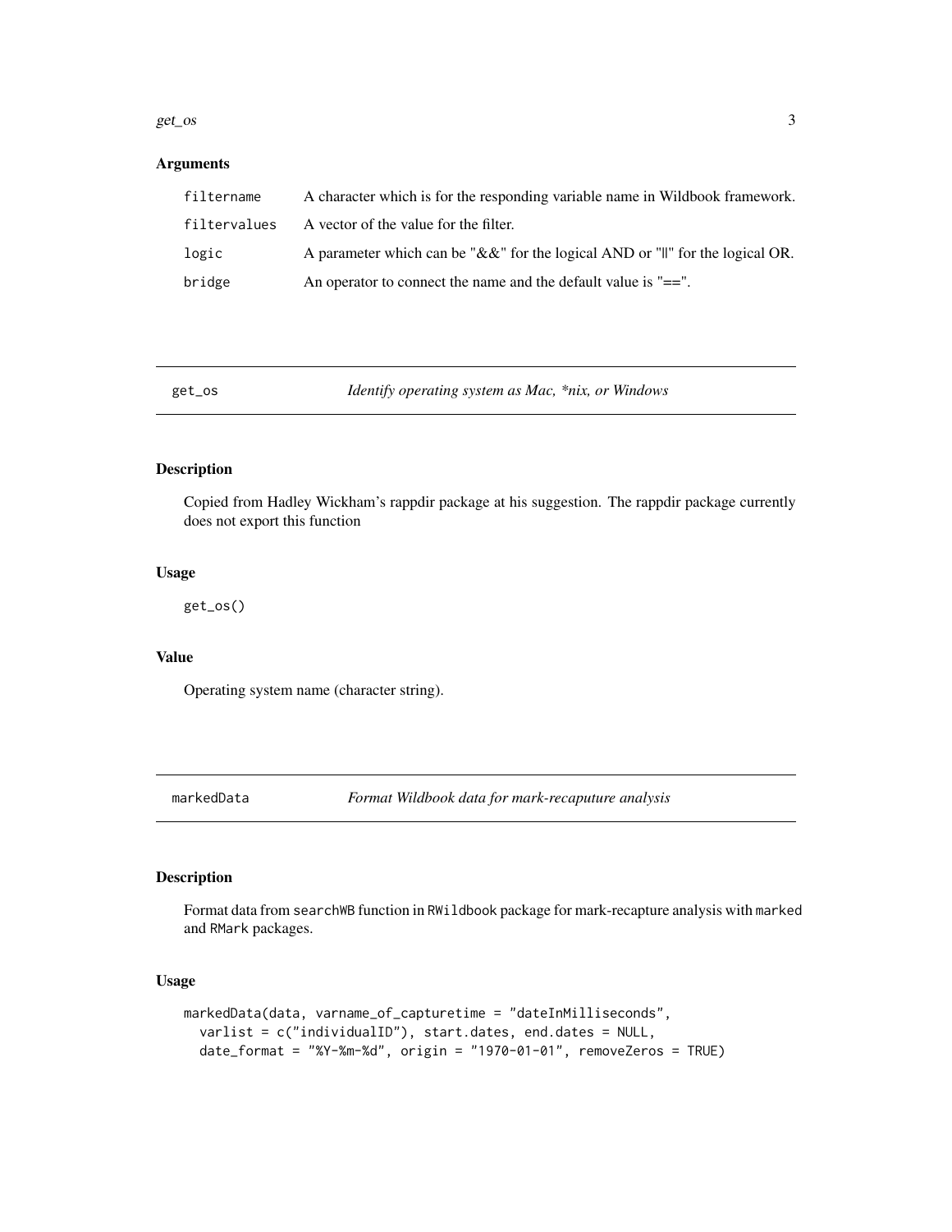### Arguments

| | |
|---|---|
| filtername | A character which is for the responding variable name in Wildbook framework. |
| filtervalues | A vector of the value for the filter. |
| logic | A parameter which can be "&&" for the logical AND or "||" for the logical OR. |
| bridge | An operator to connect the name and the default value is "==". |

---

## get_os — *Identify operating system as Mac, *nix, or Windows*

### Description

Copied from Hadley Wickham's rappdir package at his suggestion. The rappdir package currently does not export this function

### Usage

```
get_os()
```

### Value

Operating system name (character string).

---

## markedData — *Format Wildbook data for mark-recaputure analysis*

### Description

Format data from `searchWB` function in `RWildbook` package for mark-recapture analysis with `marked` and `RMark` packages.

### Usage

```
markedData(data, varname_of_capturetime = "dateInMilliseconds",
  varlist = c("individualID"), start.dates, end.dates = NULL,
  date_format = "%Y-%m-%d", origin = "1970-01-01", removeZeros = TRUE)
```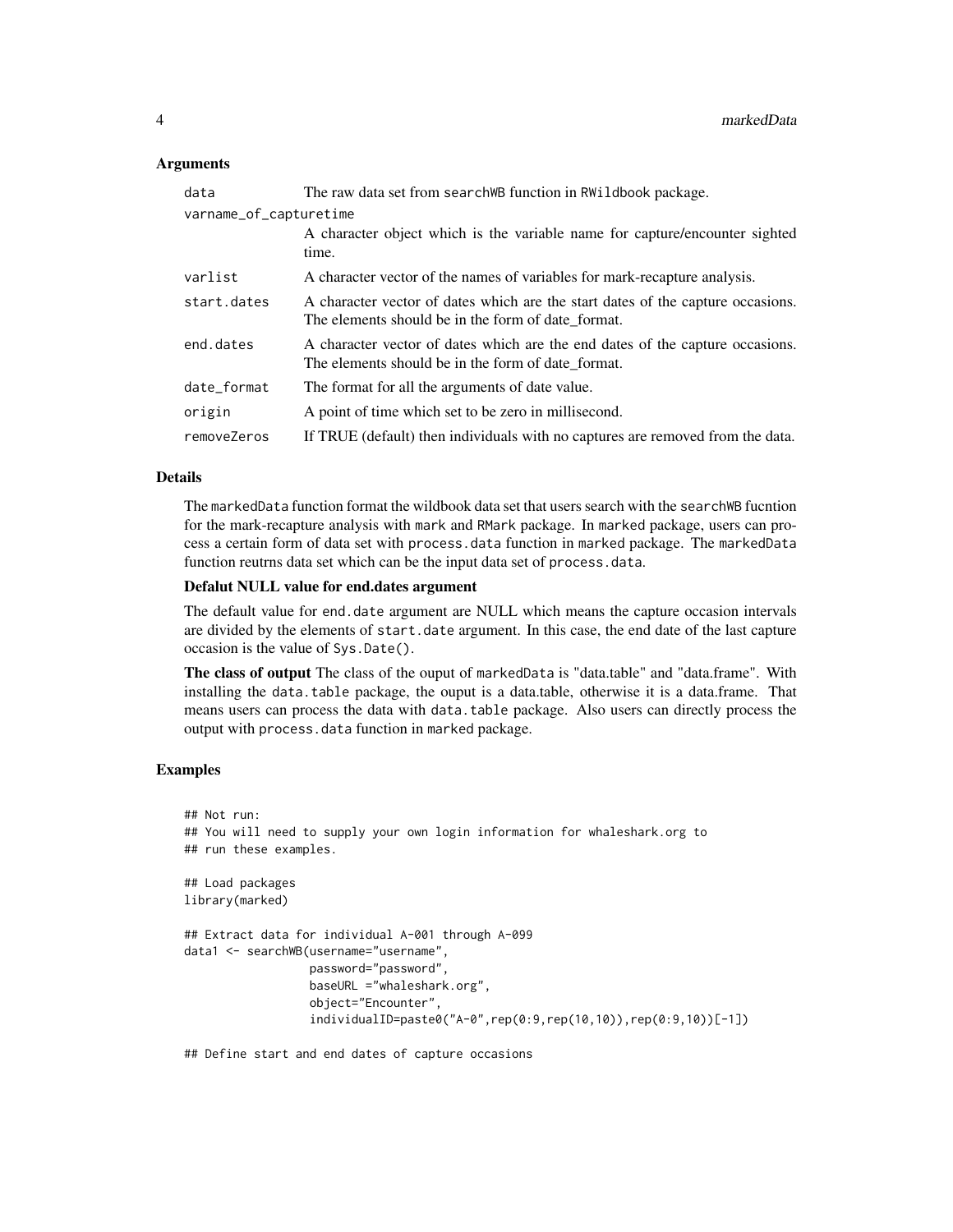## Arguments

| | |
|---|---|
| data | The raw data set from searchWB function in RWildbook package. |
| varname_of_capturetime | A character object which is the variable name for capture/encounter sighted time. |
| varlist | A character vector of the names of variables for mark-recapture analysis. |
| start.dates | A character vector of dates which are the start dates of the capture occasions. The elements should be in the form of date_format. |
| end.dates | A character vector of dates which are the end dates of the capture occasions. The elements should be in the form of date_format. |
| date_format | The format for all the arguments of date value. |
| origin | A point of time which set to be zero in millisecond. |
| removeZeros | If TRUE (default) then individuals with no captures are removed from the data. |

## Details

The markedData function format the wildbook data set that users search with the searchWB fucntion for the mark-recapture analysis with mark and RMark package. In marked package, users can process a certain form of data set with process.data function in marked package. The markedData function reutrns data set which can be the input data set of process.data.

### Defalut NULL value for end.dates argument

The default value for end.date argument are NULL which means the capture occasion intervals are divided by the elements of start.date argument. In this case, the end date of the last capture occasion is the value of Sys.Date().

**The class of output** The class of the ouput of markedData is "data.table" and "data.frame". With installing the data.table package, the ouput is a data.table, otherwise it is a data.frame. That means users can process the data with data.table package. Also users can directly process the output with process.data function in marked package.

## Examples

```
## Not run:
## You will need to supply your own login information for whaleshark.org to
## run these examples.

## Load packages
library(marked)

## Extract data for individual A-001 through A-099
data1 <- searchWB(username="username",
                  password="password",
                  baseURL ="whaleshark.org",
                  object="Encounter",
                  individualID=paste0("A-0",rep(0:9,rep(10,10)),rep(0:9,10))[-1])

## Define start and end dates of capture occasions
```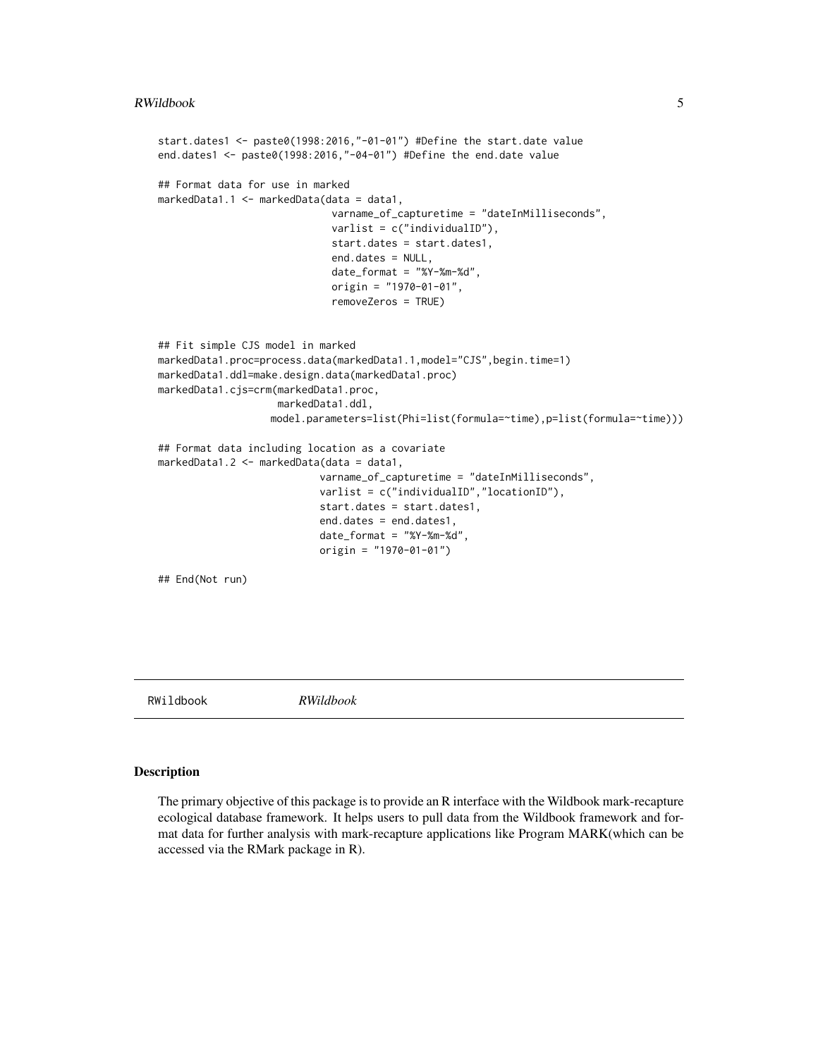```
start.dates1 <- paste0(1998:2016,"-01-01") #Define the start.date value
end.dates1 <- paste0(1998:2016,"-04-01") #Define the end.date value

## Format data for use in marked
markedData1.1 <- markedData(data = data1,
                            varname_of_capturetime = "dateInMilliseconds",
                            varlist = c("individualID"),
                            start.dates = start.dates1,
                            end.dates = NULL,
                            date_format = "%Y-%m-%d",
                            origin = "1970-01-01",
                            removeZeros = TRUE)


## Fit simple CJS model in marked
markedData1.proc=process.data(markedData1.1,model="CJS",begin.time=1)
markedData1.ddl=make.design.data(markedData1.proc)
markedData1.cjs=crm(markedData1.proc,
                    markedData1.ddl,
                   model.parameters=list(Phi=list(formula=~time),p=list(formula=~time)))

## Format data including location as a covariate
markedData1.2 <- markedData(data = data1,
                          varname_of_capturetime = "dateInMilliseconds",
                          varlist = c("individualID","locationID"),
                          start.dates = start.dates1,
                          end.dates = end.dates1,
                          date_format = "%Y-%m-%d",
                          origin = "1970-01-01")

## End(Not run)
```

---

RWildbook *RWildbook*

---

## Description

The primary objective of this package is to provide an R interface with the Wildbook mark-recapture ecological database framework. It helps users to pull data from the Wildbook framework and format data for further analysis with mark-recapture applications like Program MARK(which can be accessed via the RMark package in R).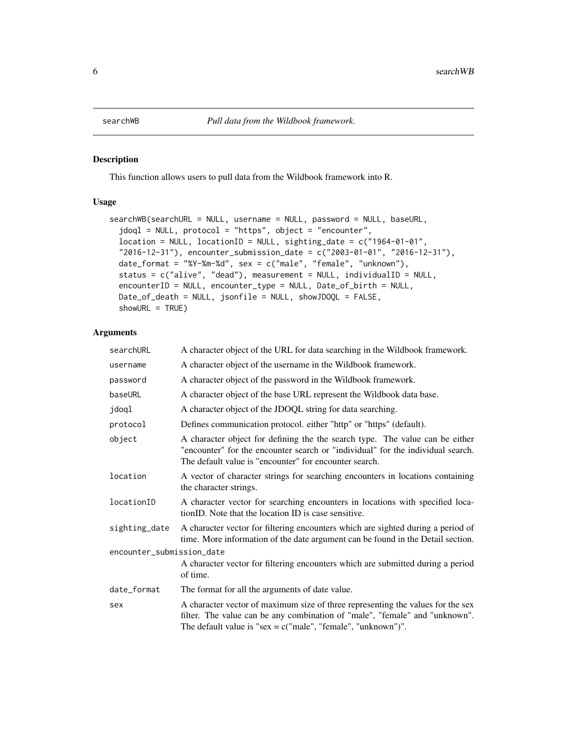## searchWB — *Pull data from the Wildbook framework.*

### Description

This function allows users to pull data from the Wildbook framework into R.

### Usage

```
searchWB(searchURL = NULL, username = NULL, password = NULL, baseURL,
  jdoql = NULL, protocol = "https", object = "encounter",
  location = NULL, locationID = NULL, sighting_date = c("1964-01-01",
  "2016-12-31"), encounter_submission_date = c("2003-01-01", "2016-12-31"),
  date_format = "%Y-%m-%d", sex = c("male", "female", "unknown"),
  status = c("alive", "dead"), measurement = NULL, individualID = NULL,
  encounterID = NULL, encounter_type = NULL, Date_of_birth = NULL,
  Date_of_death = NULL, jsonfile = NULL, showJDOQL = FALSE,
  showURL = TRUE)
```

### Arguments

| Argument | Description |
| --- | --- |
| searchURL | A character object of the URL for data searching in the Wildbook framework. |
| username | A character object of the username in the Wildbook framework. |
| password | A character object of the password in the Wildbook framework. |
| baseURL | A character object of the base URL represent the Wildbook data base. |
| jdoql | A character object of the JDOQL string for data searching. |
| protocol | Defines communication protocol. either "http" or "https" (default). |
| object | A character object for defining the the search type. The value can be either "encounter" for the encounter search or "individual" for the individual search. The default value is "encounter" for encounter search. |
| location | A vector of character strings for searching encounters in locations containing the character strings. |
| locationID | A character vector for searching encounters in locations with specified locationID. Note that the location ID is case sensitive. |
| sighting_date | A character vector for filtering encounters which are sighted during a period of time. More information of the date argument can be found in the Detail section. |
| encounter_submission_date | A character vector for filtering encounters which are submitted during a period of time. |
| date_format | The format for all the arguments of date value. |
| sex | A character vector of maximum size of three representing the values for the sex filter. The value can be any combination of "male", "female" and "unknown". The default value is "sex = c("male", "female", "unknown")". |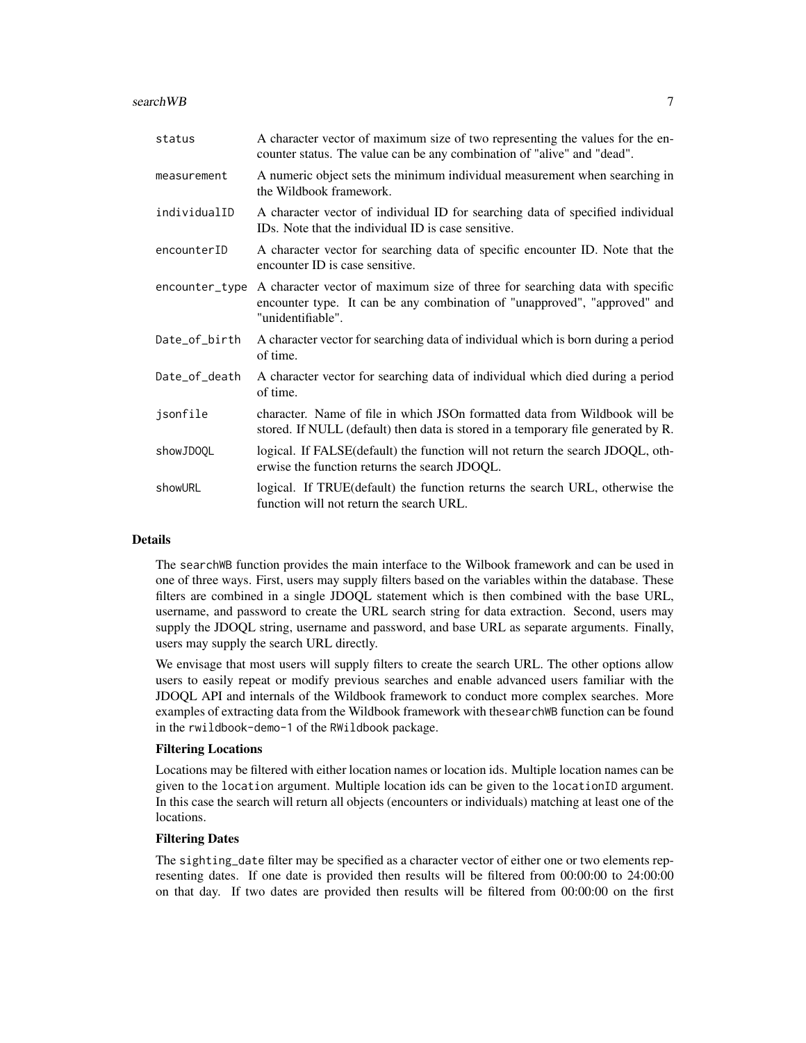| | |
|---|---|
| `status` | A character vector of maximum size of two representing the values for the encounter status. The value can be any combination of "alive" and "dead". |
| `measurement` | A numeric object sets the minimum individual measurement when searching in the Wildbook framework. |
| `individualID` | A character vector of individual ID for searching data of specified individual IDs. Note that the individual ID is case sensitive. |
| `encounterID` | A character vector for searching data of specific encounter ID. Note that the encounter ID is case sensitive. |
| `encounter_type` | A character vector of maximum size of three for searching data with specific encounter type. It can be any combination of "unapproved", "approved" and "unidentifiable". |
| `Date_of_birth` | A character vector for searching data of individual which is born during a period of time. |
| `Date_of_death` | A character vector for searching data of individual which died during a period of time. |
| `jsonfile` | character. Name of file in which JSOn formatted data from Wildbook will be stored. If NULL (default) then data is stored in a temporary file generated by R. |
| `showJDOQL` | logical. If FALSE(default) the function will not return the search JDOQL, otherwise the function returns the search JDOQL. |
| `showURL` | logical. If TRUE(default) the function returns the search URL, otherwise the function will not return the search URL. |

## Details

The `searchWB` function provides the main interface to the Wilbook framework and can be used in one of three ways. First, users may supply filters based on the variables within the database. These filters are combined in a single JDOQL statement which is then combined with the base URL, username, and password to create the URL search string for data extraction. Second, users may supply the JDOQL string, username and password, and base URL as separate arguments. Finally, users may supply the search URL directly.

We envisage that most users will supply filters to create the search URL. The other options allow users to easily repeat or modify previous searches and enable advanced users familiar with the JDOQL API and internals of the Wildbook framework to conduct more complex searches. More examples of extracting data from the Wildbook framework with the`searchWB` function can be found in the `rwildbook-demo-1` of the `RWildbook` package.

### Filtering Locations

Locations may be filtered with either location names or location ids. Multiple location names can be given to the `location` argument. Multiple location ids can be given to the `locationID` argument. In this case the search will return all objects (encounters or individuals) matching at least one of the locations.

### Filtering Dates

The `sighting_date` filter may be specified as a character vector of either one or two elements representing dates. If one date is provided then results will be filtered from 00:00:00 to 24:00:00 on that day. If two dates are provided then results will be filtered from 00:00:00 on the first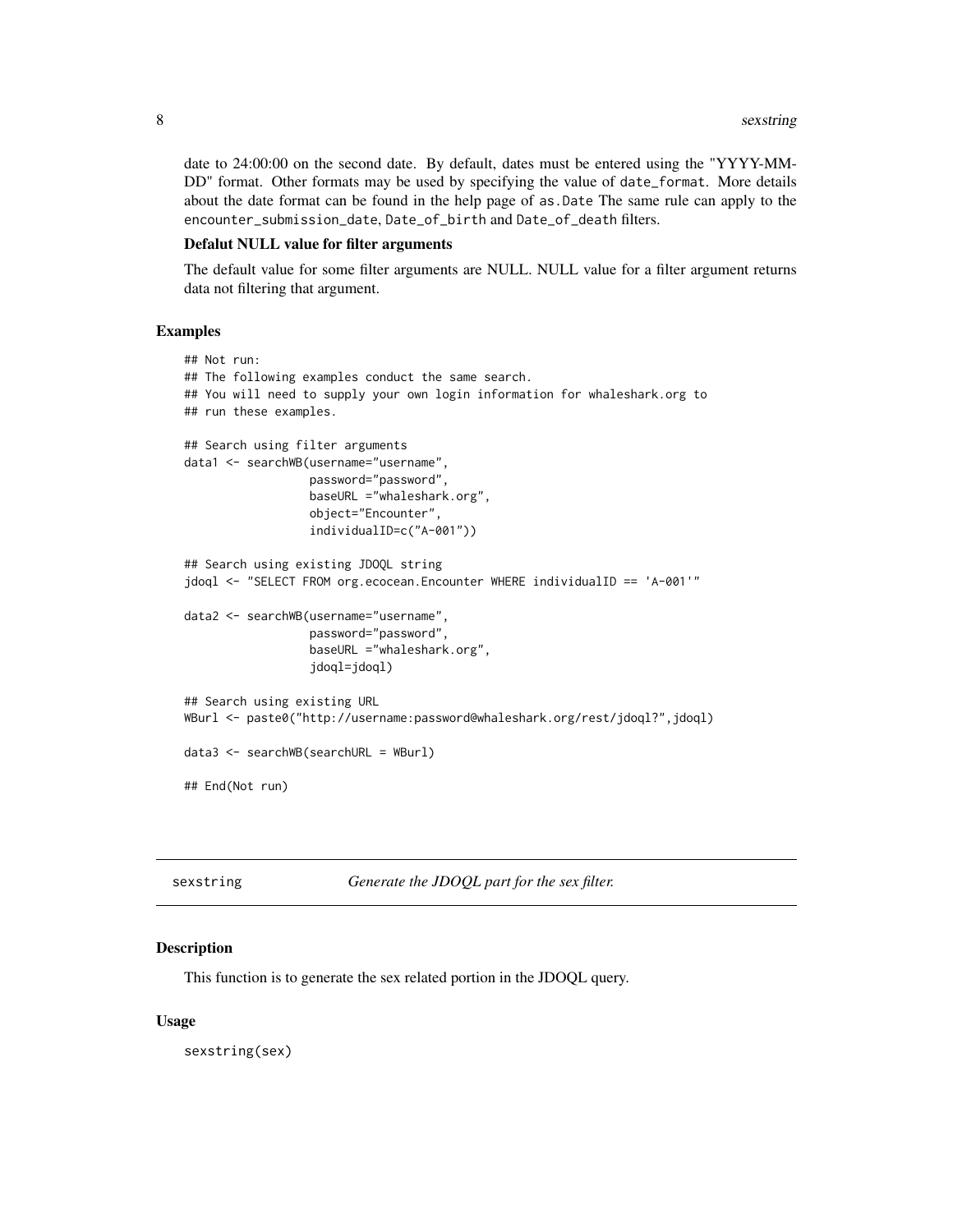date to 24:00:00 on the second date. By default, dates must be entered using the "YYYY-MM-DD" format. Other formats may be used by specifying the value of `date_format`. More details about the date format can be found in the help page of `as.Date` The same rule can apply to the `encounter_submission_date`, `Date_of_birth` and `Date_of_death` filters.

**Defalut NULL value for filter arguments**

The default value for some filter arguments are NULL. NULL value for a filter argument returns data not filtering that argument.

### Examples

```
## Not run:
## The following examples conduct the same search.
## You will need to supply your own login information for whaleshark.org to
## run these examples.

## Search using filter arguments
data1 <- searchWB(username="username",
                  password="password",
                  baseURL ="whaleshark.org",
                  object="Encounter",
                  individualID=c("A-001"))

## Search using existing JDOQL string
jdoql <- "SELECT FROM org.ecocean.Encounter WHERE individualID == 'A-001'"

data2 <- searchWB(username="username",
                  password="password",
                  baseURL ="whaleshark.org",
                  jdoql=jdoql)

## Search using existing URL
WBurl <- paste0("http://username:password@whaleshark.org/rest/jdoql?",jdoql)

data3 <- searchWB(searchURL = WBurl)

## End(Not run)
```

---

## sexstring — *Generate the JDOQL part for the sex filter.*

### Description

This function is to generate the sex related portion in the JDOQL query.

### Usage

```
sexstring(sex)
```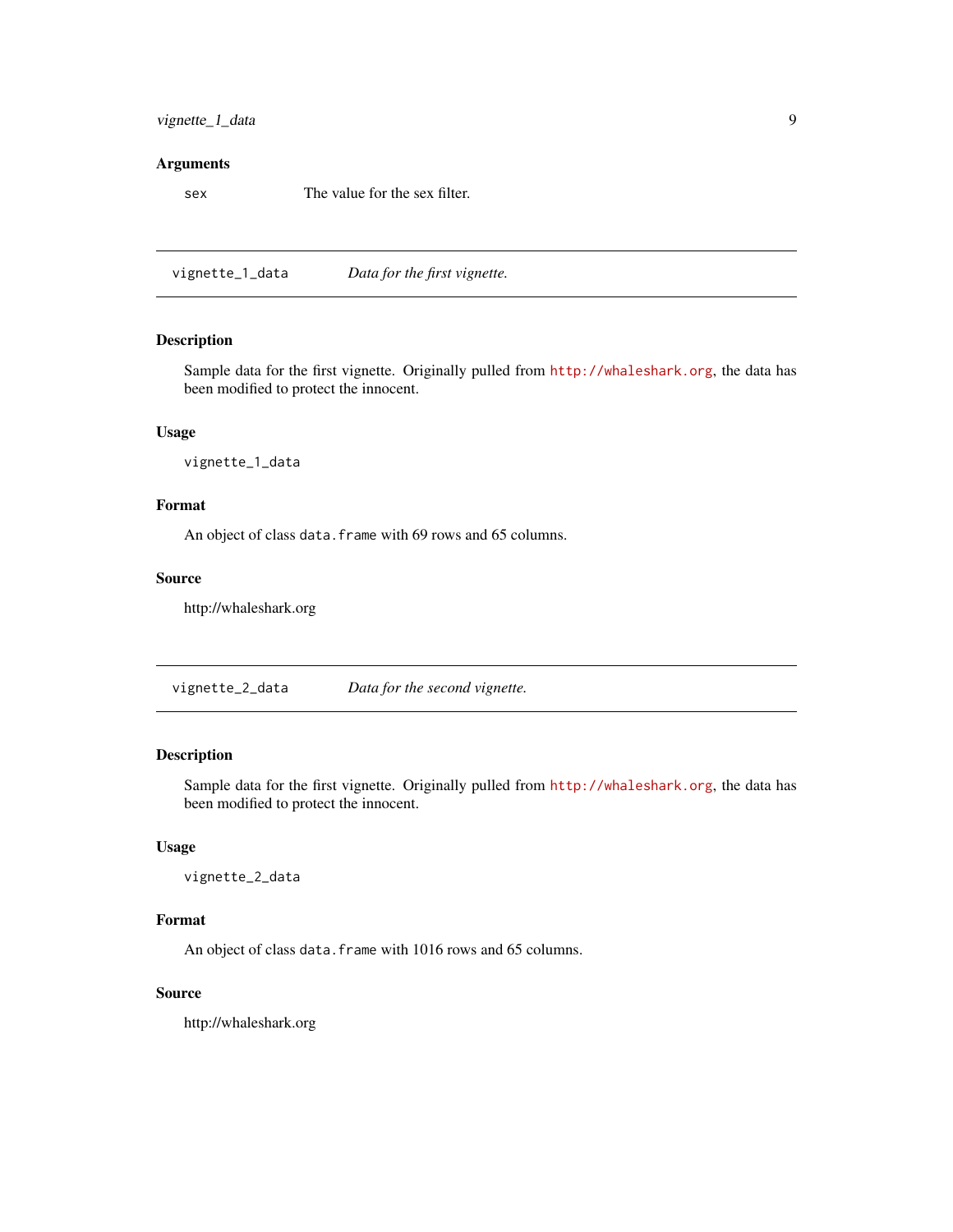### Arguments

| | |
|---|---|
| `sex` | The value for the sex filter. |

---

## `vignette_1_data` *Data for the first vignette.*

---

### Description

Sample data for the first vignette. Originally pulled from http://whaleshark.org, the data has been modified to protect the innocent.

### Usage

```
vignette_1_data
```

### Format

An object of class `data.frame` with 69 rows and 65 columns.

### Source

http://whaleshark.org

---

## `vignette_2_data` *Data for the second vignette.*

---

### Description

Sample data for the first vignette. Originally pulled from http://whaleshark.org, the data has been modified to protect the innocent.

### Usage

```
vignette_2_data
```

### Format

An object of class `data.frame` with 1016 rows and 65 columns.

### Source

http://whaleshark.org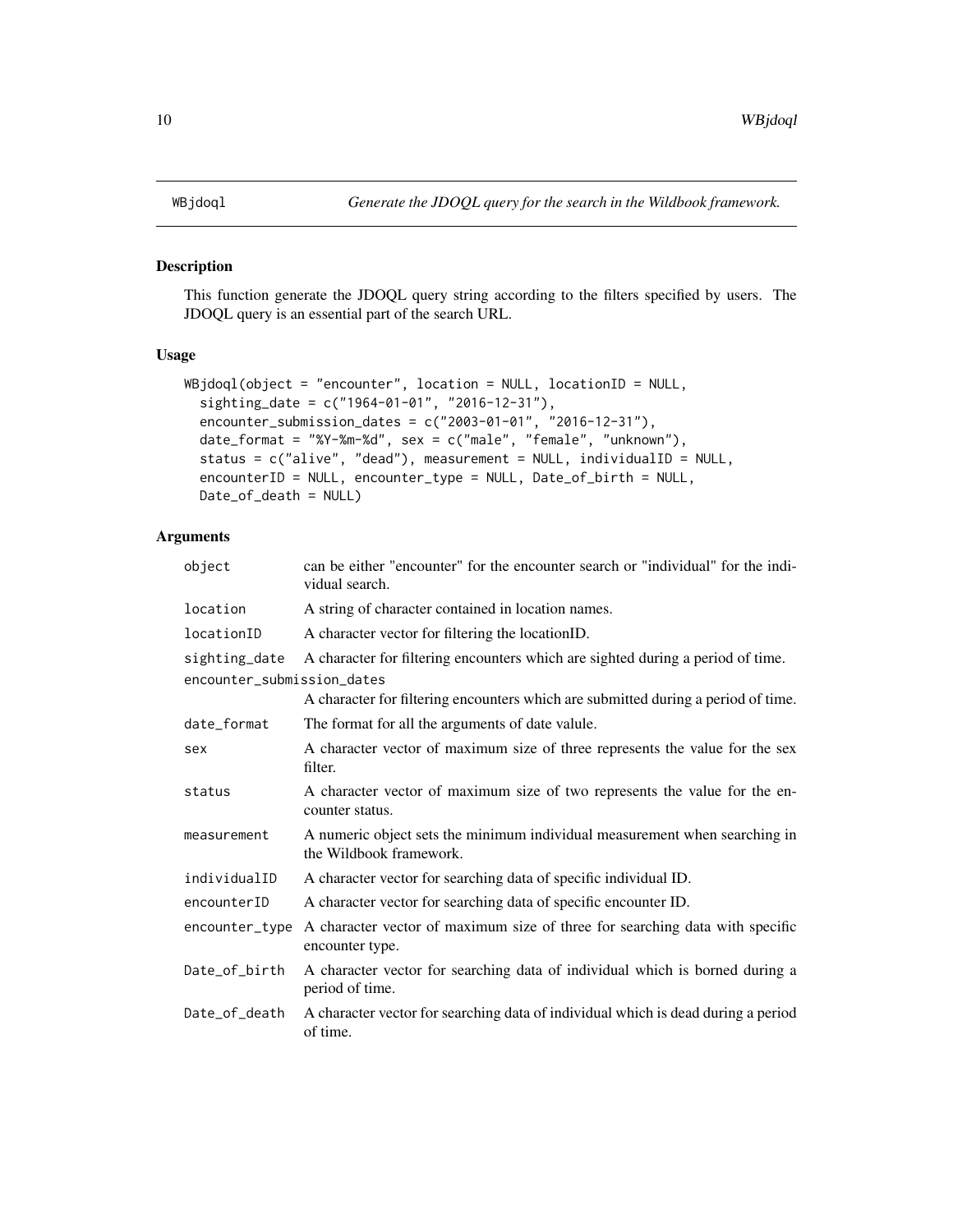# WBjdoql — *Generate the JDOQL query for the search in the Wildbook framework.*

## Description

This function generate the JDOQL query string according to the filters specified by users. The JDOQL query is an essential part of the search URL.

## Usage

```
WBjdoql(object = "encounter", location = NULL, locationID = NULL,
  sighting_date = c("1964-01-01", "2016-12-31"),
  encounter_submission_dates = c("2003-01-01", "2016-12-31"),
  date_format = "%Y-%m-%d", sex = c("male", "female", "unknown"),
  status = c("alive", "dead"), measurement = NULL, individualID = NULL,
  encounterID = NULL, encounter_type = NULL, Date_of_birth = NULL,
  Date_of_death = NULL)
```

## Arguments

| Argument | Description |
|---|---|
| `object` | can be either "encounter" for the encounter search or "individual" for the individual search. |
| `location` | A string of character contained in location names. |
| `locationID` | A character vector for filtering the locationID. |
| `sighting_date` | A character for filtering encounters which are sighted during a period of time. |
| `encounter_submission_dates` | A character for filtering encounters which are submitted during a period of time. |
| `date_format` | The format for all the arguments of date valule. |
| `sex` | A character vector of maximum size of three represents the value for the sex filter. |
| `status` | A character vector of maximum size of two represents the value for the encounter status. |
| `measurement` | A numeric object sets the minimum individual measurement when searching in the Wildbook framework. |
| `individualID` | A character vector for searching data of specific individual ID. |
| `encounterID` | A character vector for searching data of specific encounter ID. |
| `encounter_type` | A character vector of maximum size of three for searching data with specific encounter type. |
| `Date_of_birth` | A character vector for searching data of individual which is borned during a period of time. |
| `Date_of_death` | A character vector for searching data of individual which is dead during a period of time. |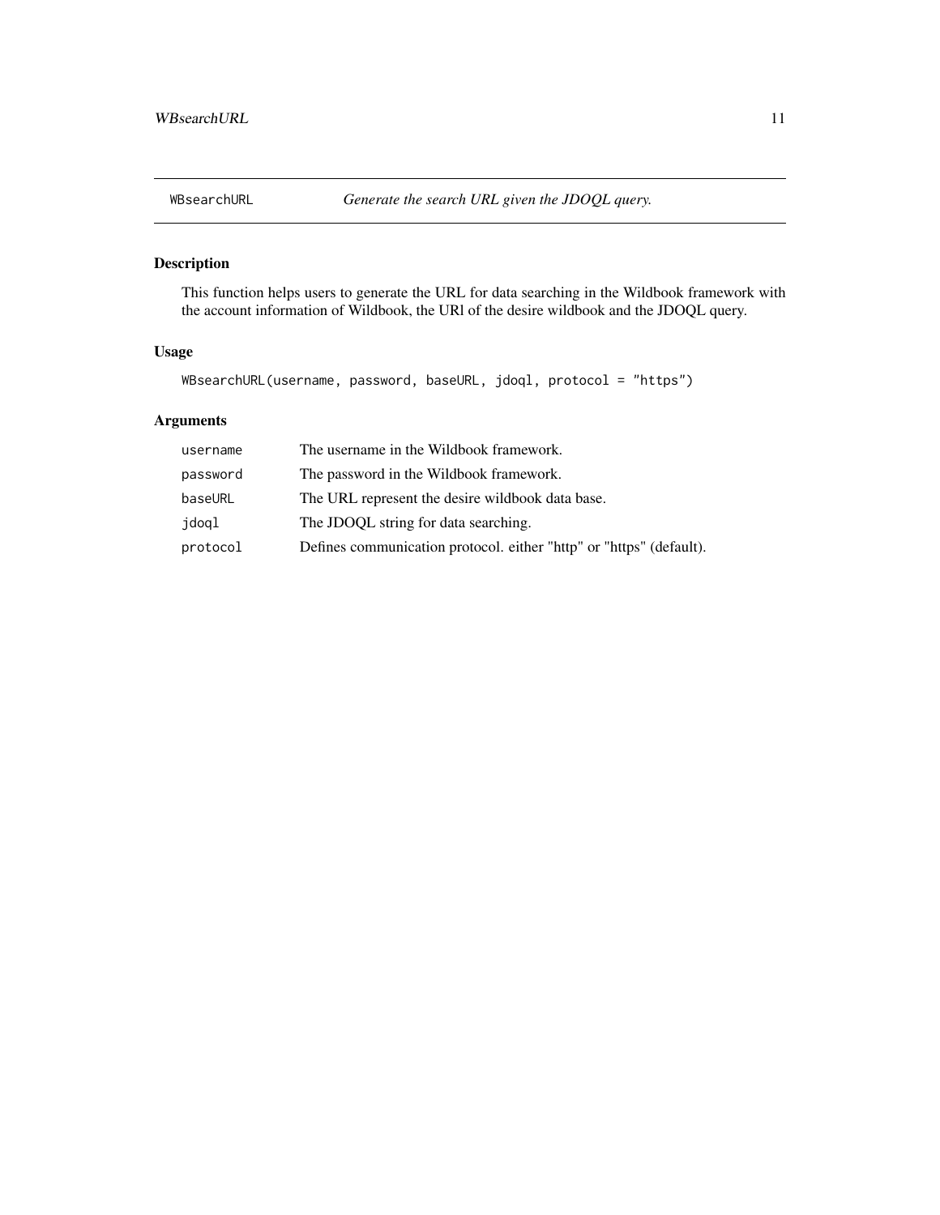## WBsearchURL — *Generate the search URL given the JDOQL query.*

### Description

This function helps users to generate the URL for data searching in the Wildbook framework with the account information of Wildbook, the URl of the desire wildbook and the JDOQL query.

### Usage

```
WBsearchURL(username, password, baseURL, jdoql, protocol = "https")
```

### Arguments

| | |
|---|---|
| `username` | The username in the Wildbook framework. |
| `password` | The password in the Wildbook framework. |
| `baseURL` | The URL represent the desire wildbook data base. |
| `jdoql` | The JDOQL string for data searching. |
| `protocol` | Defines communication protocol. either "http" or "https" (default). |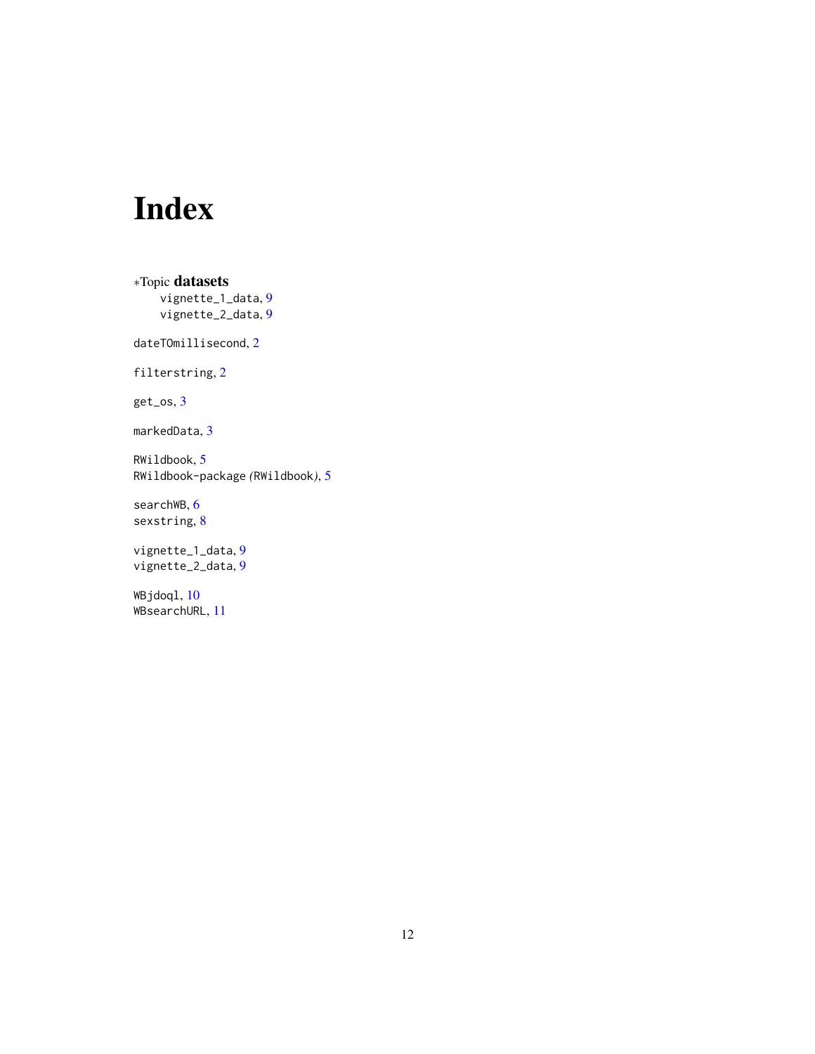# Index

*Topic **datasets**
  vignette_1_data, 9
  vignette_2_data, 9

dateTOmillisecond, 2

filterstring, 2

get_os, 3

markedData, 3

RWildbook, 5
RWildbook-package (RWildbook), 5

searchWB, 6
sexstring, 8

vignette_1_data, 9
vignette_2_data, 9

WBjdoql, 10
WBsearchURL, 11